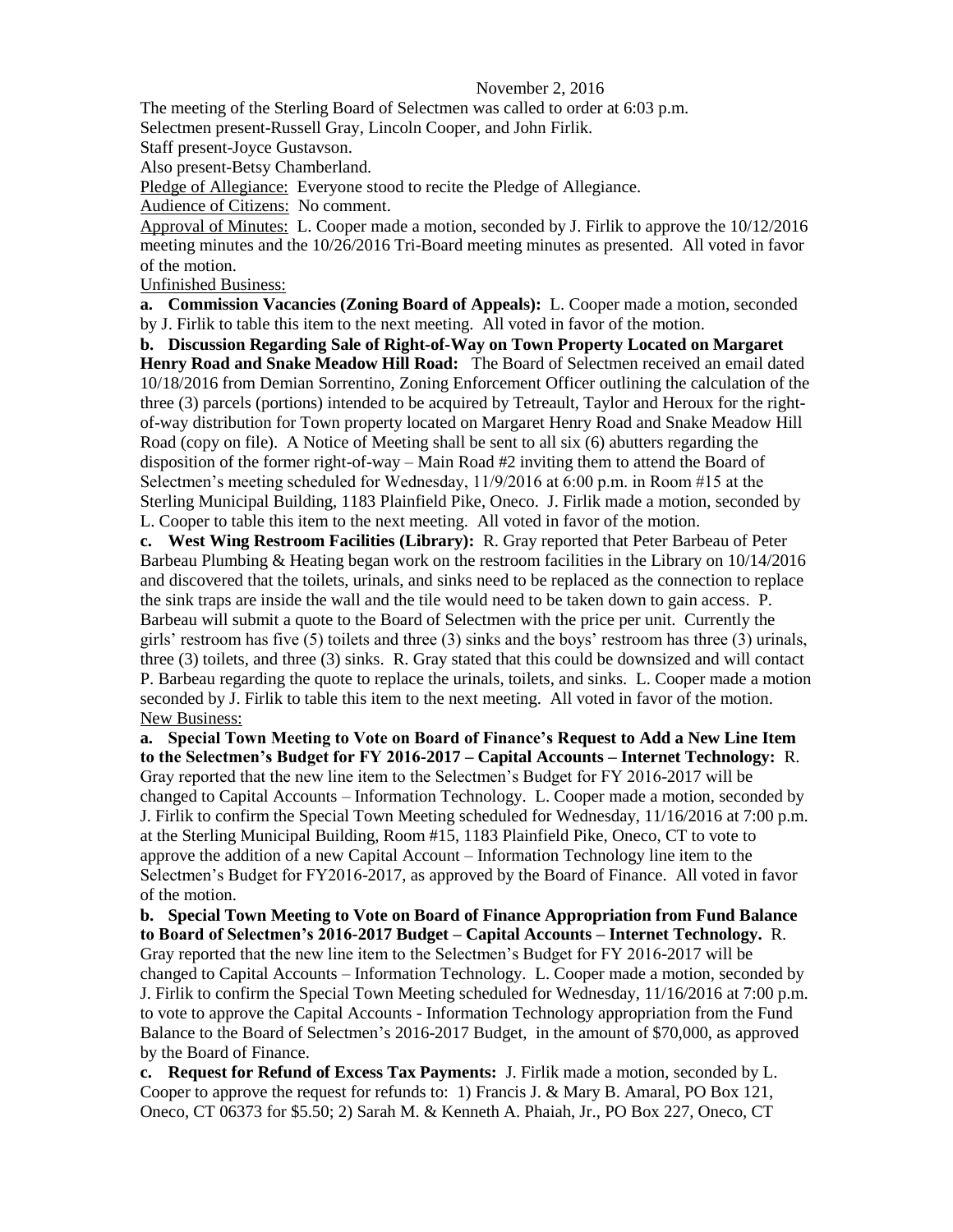November 2, 2016

The meeting of the Sterling Board of Selectmen was called to order at 6:03 p.m.

Selectmen present-Russell Gray, Lincoln Cooper, and John Firlik.

Staff present-Joyce Gustavson.

Also present-Betsy Chamberland.

Pledge of Allegiance: Everyone stood to recite the Pledge of Allegiance.

Audience of Citizens: No comment.

Approval of Minutes: L. Cooper made a motion, seconded by J. Firlik to approve the 10/12/2016 meeting minutes and the 10/26/2016 Tri-Board meeting minutes as presented. All voted in favor of the motion.

Unfinished Business:

**a. Commission Vacancies (Zoning Board of Appeals):** L. Cooper made a motion, seconded by J. Firlik to table this item to the next meeting. All voted in favor of the motion.

**b. Discussion Regarding Sale of Right-of-Way on Town Property Located on Margaret Henry Road and Snake Meadow Hill Road:** The Board of Selectmen received an email dated 10/18/2016 from Demian Sorrentino, Zoning Enforcement Officer outlining the calculation of the three (3) parcels (portions) intended to be acquired by Tetreault, Taylor and Heroux for the right-of-way distribution for Town property located on Margaret Henry Road and Snake Meadow Hill Road (copy on file). A Notice of Meeting shall be sent to all six (6) abutters regarding the disposition of the former right-of-way – Main Road #2 inviting them to attend the Board of Selectmen's meeting scheduled for Wednesday, 11/9/2016 at 6:00 p.m. in Room #15 at the Sterling Municipal Building, 1183 Plainfield Pike, Oneco. J. Firlik made a motion, seconded by L. Cooper to table this item to the next meeting. All voted in favor of the motion.

**c. West Wing Restroom Facilities (Library):** R. Gray reported that Peter Barbeau of Peter Barbeau Plumbing & Heating began work on the restroom facilities in the Library on 10/14/2016 and discovered that the toilets, urinals, and sinks need to be replaced as the connection to replace the sink traps are inside the wall and the tile would need to be taken down to gain access. P. Barbeau will submit a quote to the Board of Selectmen with the price per unit. Currently the girls' restroom has five (5) toilets and three (3) sinks and the boys' restroom has three (3) urinals, three (3) toilets, and three (3) sinks. R. Gray stated that this could be downsized and will contact P. Barbeau regarding the quote to replace the urinals, toilets, and sinks. L. Cooper made a motion seconded by J. Firlik to table this item to the next meeting. All voted in favor of the motion.

New Business:

**a. Special Town Meeting to Vote on Board of Finance's Request to Add a New Line Item to the Selectmen's Budget for FY 2016-2017 – Capital Accounts – Internet Technology:** R. Gray reported that the new line item to the Selectmen's Budget for FY 2016-2017 will be changed to Capital Accounts – Information Technology. L. Cooper made a motion, seconded by J. Firlik to confirm the Special Town Meeting scheduled for Wednesday, 11/16/2016 at 7:00 p.m. at the Sterling Municipal Building, Room #15, 1183 Plainfield Pike, Oneco, CT to vote to approve the addition of a new Capital Account – Information Technology line item to the Selectmen's Budget for FY2016-2017, as approved by the Board of Finance. All voted in favor of the motion.

**b. Special Town Meeting to Vote on Board of Finance Appropriation from Fund Balance to Board of Selectmen's 2016-2017 Budget – Capital Accounts – Internet Technology.** R. Gray reported that the new line item to the Selectmen's Budget for FY 2016-2017 will be changed to Capital Accounts – Information Technology. L. Cooper made a motion, seconded by J. Firlik to confirm the Special Town Meeting scheduled for Wednesday, 11/16/2016 at 7:00 p.m. to vote to approve the Capital Accounts - Information Technology appropriation from the Fund Balance to the Board of Selectmen's 2016-2017 Budget, in the amount of $70,000, as approved by the Board of Finance.

**c. Request for Refund of Excess Tax Payments:** J. Firlik made a motion, seconded by L. Cooper to approve the request for refunds to: 1) Francis J. & Mary B. Amaral, PO Box 121, Oneco, CT 06373 for $5.50; 2) Sarah M. & Kenneth A. Phaiah, Jr., PO Box 227, Oneco, CT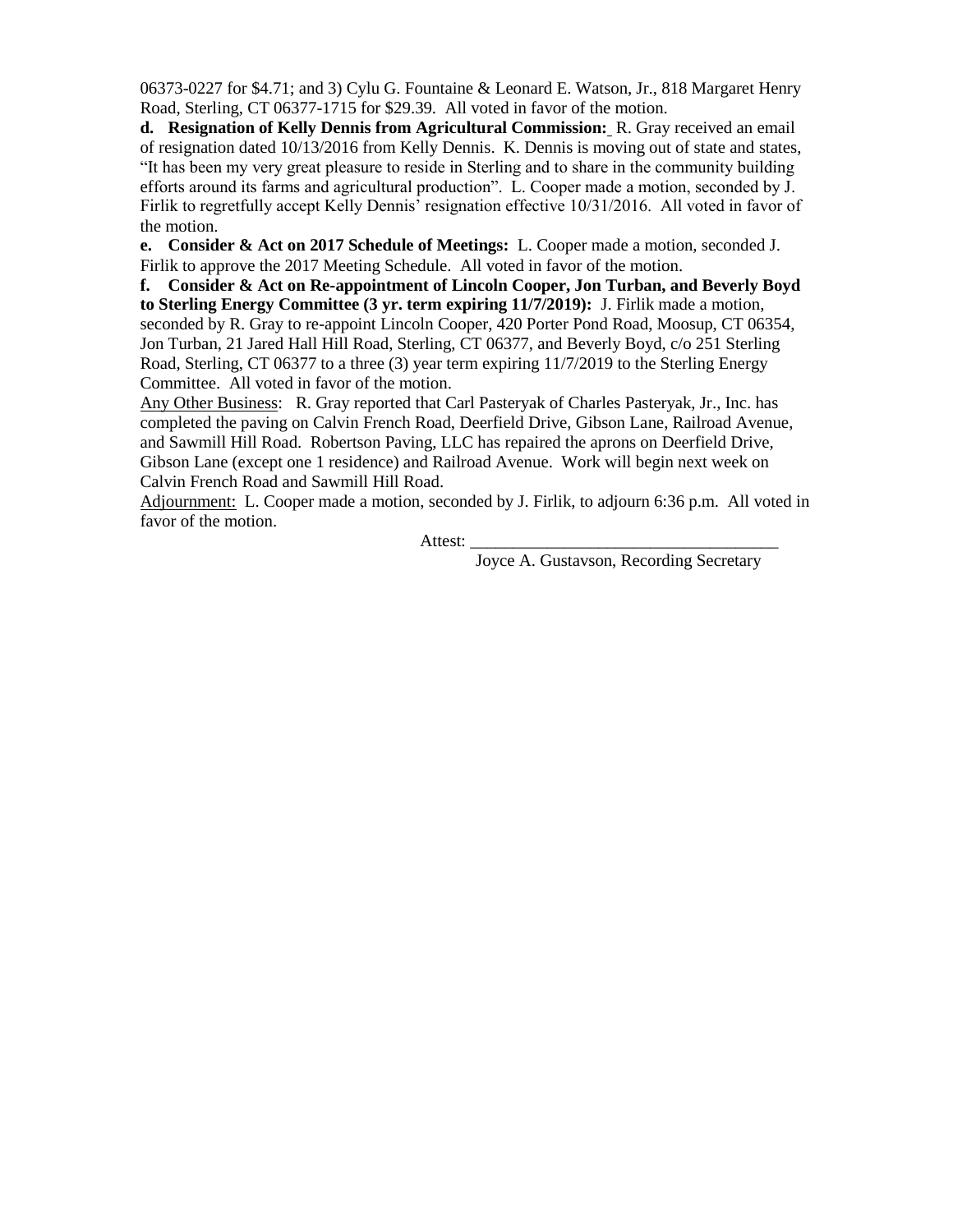06373-0227 for $4.71; and 3) Cylu G. Fountaine & Leonard E. Watson, Jr., 818 Margaret Henry Road, Sterling, CT 06377-1715 for $29.39. All voted in favor of the motion.

**d. Resignation of Kelly Dennis from Agricultural Commission:** R. Gray received an email of resignation dated 10/13/2016 from Kelly Dennis. K. Dennis is moving out of state and states, "It has been my very great pleasure to reside in Sterling and to share in the community building efforts around its farms and agricultural production". L. Cooper made a motion, seconded by J. Firlik to regretfully accept Kelly Dennis' resignation effective 10/31/2016. All voted in favor of the motion.

**e. Consider & Act on 2017 Schedule of Meetings:** L. Cooper made a motion, seconded J. Firlik to approve the 2017 Meeting Schedule. All voted in favor of the motion.

**f. Consider & Act on Re-appointment of Lincoln Cooper, Jon Turban, and Beverly Boyd to Sterling Energy Committee (3 yr. term expiring 11/7/2019):** J. Firlik made a motion, seconded by R. Gray to re-appoint Lincoln Cooper, 420 Porter Pond Road, Moosup, CT 06354, Jon Turban, 21 Jared Hall Hill Road, Sterling, CT 06377, and Beverly Boyd, c/o 251 Sterling Road, Sterling, CT 06377 to a three (3) year term expiring 11/7/2019 to the Sterling Energy Committee. All voted in favor of the motion.

Any Other Business: R. Gray reported that Carl Pasteryak of Charles Pasteryak, Jr., Inc. has completed the paving on Calvin French Road, Deerfield Drive, Gibson Lane, Railroad Avenue, and Sawmill Hill Road. Robertson Paving, LLC has repaired the aprons on Deerfield Drive, Gibson Lane (except one 1 residence) and Railroad Avenue. Work will begin next week on Calvin French Road and Sawmill Hill Road.

Adjournment: L. Cooper made a motion, seconded by J. Firlik, to adjourn 6:36 p.m. All voted in favor of the motion.

Attest: ___________________________________

Joyce A. Gustavson, Recording Secretary